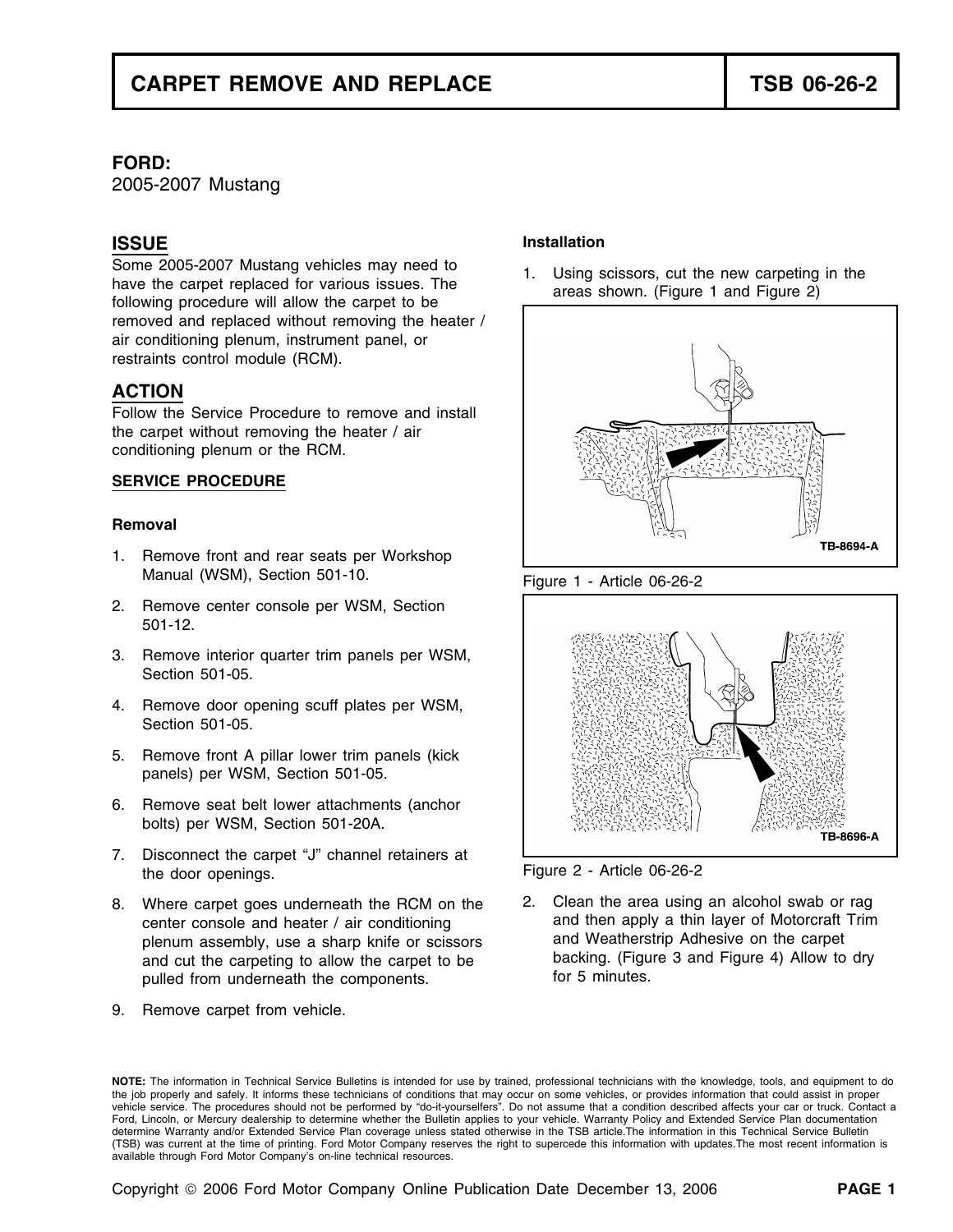// Ford TSB page 1 (doc 523633e55127): two-column layout merged into single-column reading order.
// Omitted: "Copyright © 2006 Ford Motor Company Online Publication Date December 13, 2006" footer and "PAGE 1" page number.
// Kept: figure captions and figure labels (TB-8694-A, TB-8696-A), since no images were detected to reference.

# CARPET REMOVE AND REPLACE — TSB 06-26-2

**FORD:**
2005-2007 Mustang

## ISSUE

Some 2005-2007 Mustang vehicles may need to have the carpet replaced for various issues. The following procedure will allow the carpet to be removed and replaced without removing the heater / air conditioning plenum, instrument panel, or restraints control module (RCM).

## ACTION

Follow the Service Procedure to remove and install the carpet without removing the heater / air conditioning plenum or the RCM.

### SERVICE PROCEDURE

**Removal**

1. Remove front and rear seats per Workshop Manual (WSM), Section 501-10.
2. Remove center console per WSM, Section 501-12.
3. Remove interior quarter trim panels per WSM, Section 501-05.
4. Remove door opening scuff plates per WSM, Section 501-05.
5. Remove front A pillar lower trim panels (kick panels) per WSM, Section 501-05.
6. Remove seat belt lower attachments (anchor bolts) per WSM, Section 501-20A.
7. Disconnect the carpet "J" channel retainers at the door openings.
8. Where carpet goes underneath the RCM on the center console and heater / air conditioning plenum assembly, use a sharp knife or scissors and cut the carpeting to allow the carpet to be pulled from underneath the components.
9. Remove carpet from vehicle.

**Installation**

1. Using scissors, cut the new carpeting in the areas shown. (Figure 1 and Figure 2)

TB-8694-A

Figure 1 - Article 06-26-2

TB-8696-A

Figure 2 - Article 06-26-2

2. Clean the area using an alcohol swab or rag and then apply a thin layer of Motorcraft Trim and Weatherstrip Adhesive on the carpet backing. (Figure 3 and Figure 4) Allow to dry for 5 minutes.

**NOTE:** The information in Technical Service Bulletins is intended for use by trained, professional technicians with the knowledge, tools, and equipment to do the job properly and safely. It informs these technicians of conditions that may occur on some vehicles, or provides information that could assist in proper vehicle service. The procedures should not be performed by "do-it-yourselfers". Do not assume that a condition described affects your car or truck. Contact a Ford, Lincoln, or Mercury dealership to determine whether the Bulletin applies to your vehicle. Warranty Policy and Extended Service Plan documentation determine Warranty and/or Extended Service Plan coverage unless stated otherwise in the TSB article.The information in this Technical Service Bulletin (TSB) was current at the time of printing. Ford Motor Company reserves the right to supercede this information with updates.The most recent information is available through Ford Motor Company's on-line technical resources.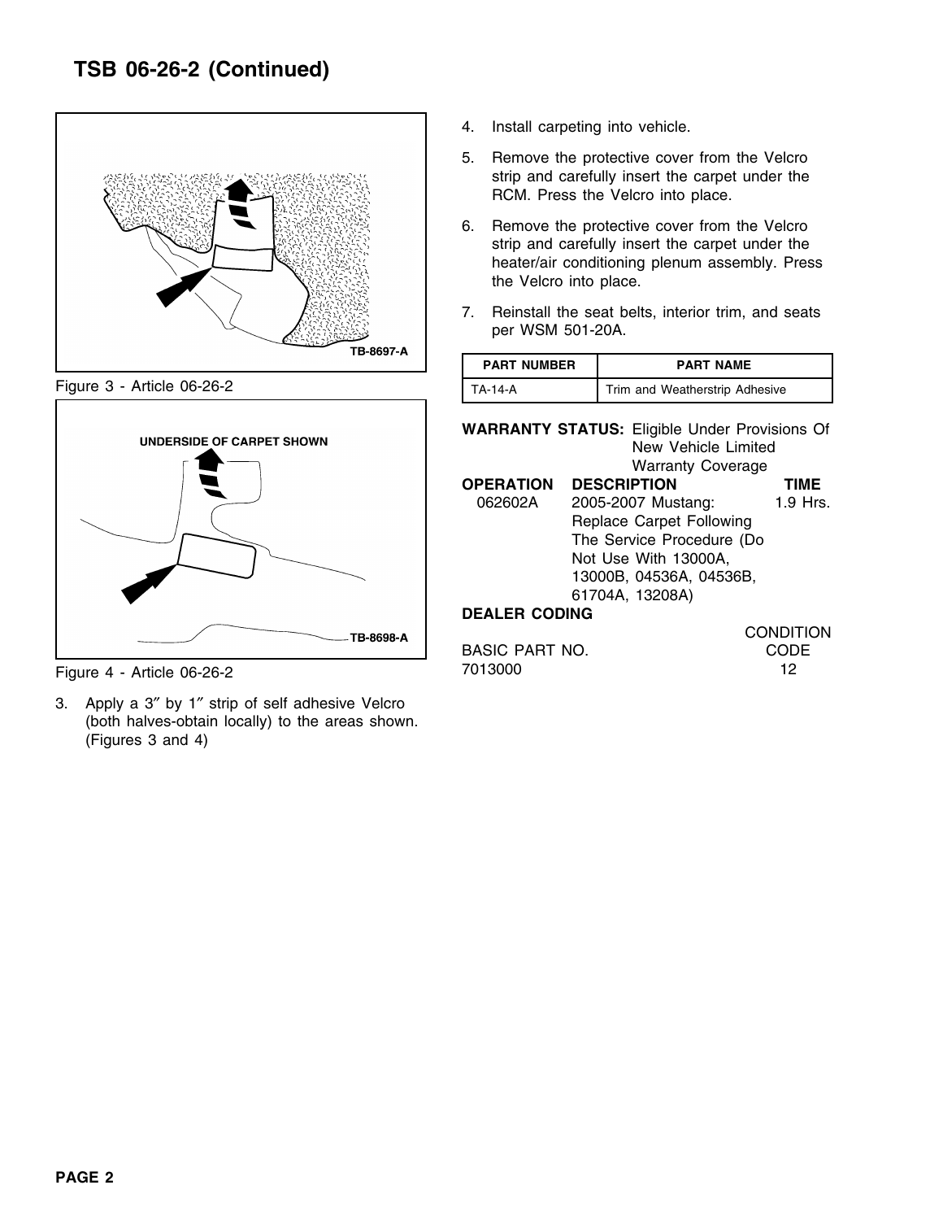# TSB 06-26-2 (Continued)

TB-8697-A

Figure 3 - Article 06-26-2

UNDERSIDE OF CARPET SHOWN

TB-8698-A

Figure 4 - Article 06-26-2

3. Apply a 3″ by 1″ strip of self adhesive Velcro (both halves-obtain locally) to the areas shown. (Figures 3 and 4)
4. Install carpeting into vehicle.
5. Remove the protective cover from the Velcro strip and carefully insert the carpet under the RCM. Press the Velcro into place.
6. Remove the protective cover from the Velcro strip and carefully insert the carpet under the heater/air conditioning plenum assembly. Press the Velcro into place.
7. Reinstall the seat belts, interior trim, and seats per WSM 501-20A.

| PART NUMBER | PART NAME |
|---|---|
| TA-14-A | Trim and Weatherstrip Adhesive |

**WARRANTY STATUS:** Eligible Under Provisions Of New Vehicle Limited Warranty Coverage

| OPERATION | DESCRIPTION | TIME |
|---|---|---|
| 062602A | 2005-2007 Mustang: Replace Carpet Following The Service Procedure (Do Not Use With 13000A, 13000B, 04536A, 04536B, 61704A, 13208A) | 1.9 Hrs. |

**DEALER CODING**

| BASIC PART NO. | CONDITION CODE |
|---|---|
| 7013000 | 12 |